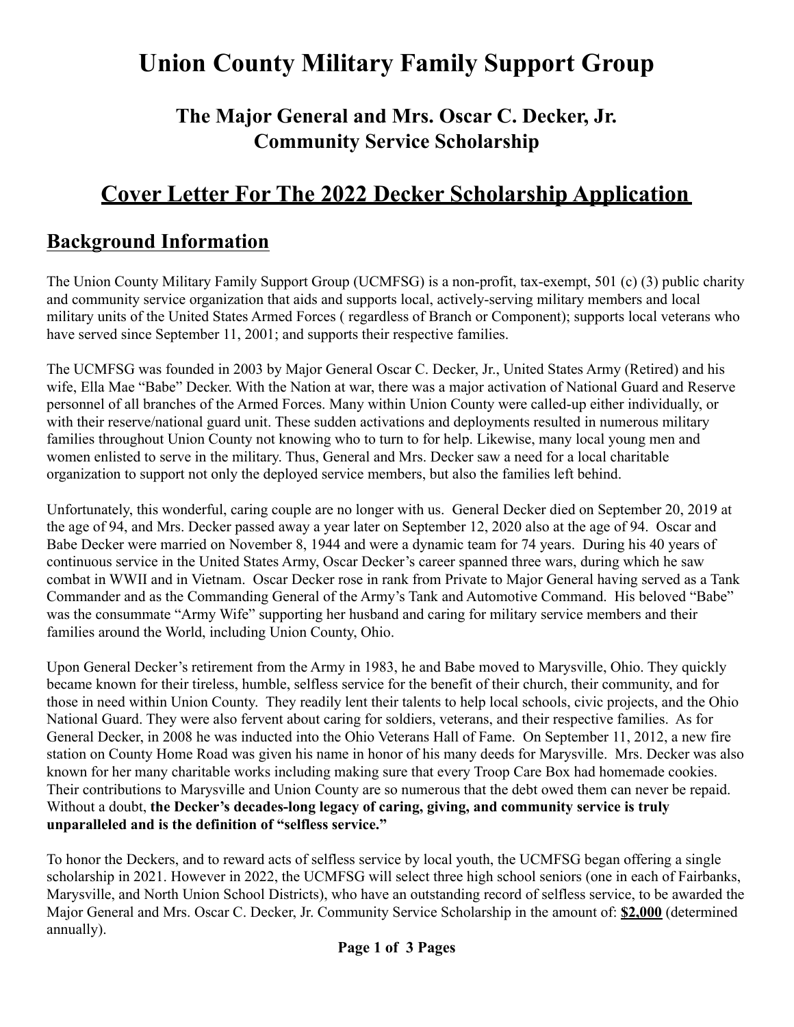# Union County Military Family Support Group

## The Major General and Mrs. Oscar C. Decker, Jr.
## Community Service Scholarship

## Cover Letter For The 2022 Decker Scholarship Application

## Background Information

The Union County Military Family Support Group (UCMFSG) is a non-profit, tax-exempt, 501 (c) (3) public charity and community service organization that aids and supports local, actively-serving military members and local military units of the United States Armed Forces ( regardless of Branch or Component); supports local veterans who have served since September 11, 2001; and supports their respective families.

The UCMFSG was founded in 2003 by Major General Oscar C. Decker, Jr., United States Army (Retired) and his wife, Ella Mae "Babe" Decker. With the Nation at war, there was a major activation of National Guard and Reserve personnel of all branches of the Armed Forces. Many within Union County were called-up either individually, or with their reserve/national guard unit. These sudden activations and deployments resulted in numerous military families throughout Union County not knowing who to turn to for help. Likewise, many local young men and women enlisted to serve in the military. Thus, General and Mrs. Decker saw a need for a local charitable organization to support not only the deployed service members, but also the families left behind.

Unfortunately, this wonderful, caring couple are no longer with us. General Decker died on September 20, 2019 at the age of 94, and Mrs. Decker passed away a year later on September 12, 2020 also at the age of 94. Oscar and Babe Decker were married on November 8, 1944 and were a dynamic team for 74 years. During his 40 years of continuous service in the United States Army, Oscar Decker's career spanned three wars, during which he saw combat in WWII and in Vietnam. Oscar Decker rose in rank from Private to Major General having served as a Tank Commander and as the Commanding General of the Army's Tank and Automotive Command. His beloved "Babe" was the consummate "Army Wife" supporting her husband and caring for military service members and their families around the World, including Union County, Ohio.

Upon General Decker's retirement from the Army in 1983, he and Babe moved to Marysville, Ohio. They quickly became known for their tireless, humble, selfless service for the benefit of their church, their community, and for those in need within Union County. They readily lent their talents to help local schools, civic projects, and the Ohio National Guard. They were also fervent about caring for soldiers, veterans, and their respective families. As for General Decker, in 2008 he was inducted into the Ohio Veterans Hall of Fame. On September 11, 2012, a new fire station on County Home Road was given his name in honor of his many deeds for Marysville. Mrs. Decker was also known for her many charitable works including making sure that every Troop Care Box had homemade cookies. Their contributions to Marysville and Union County are so numerous that the debt owed them can never be repaid. Without a doubt, **the Decker's decades-long legacy of caring, giving, and community service is truly unparalleled and is the definition of "selfless service."**

To honor the Deckers, and to reward acts of selfless service by local youth, the UCMFSG began offering a single scholarship in 2021. However in 2022, the UCMFSG will select three high school seniors (one in each of Fairbanks, Marysville, and North Union School Districts), who have an outstanding record of selfless service, to be awarded the Major General and Mrs. Oscar C. Decker, Jr. Community Service Scholarship in the amount of: **$2,000** (determined annually).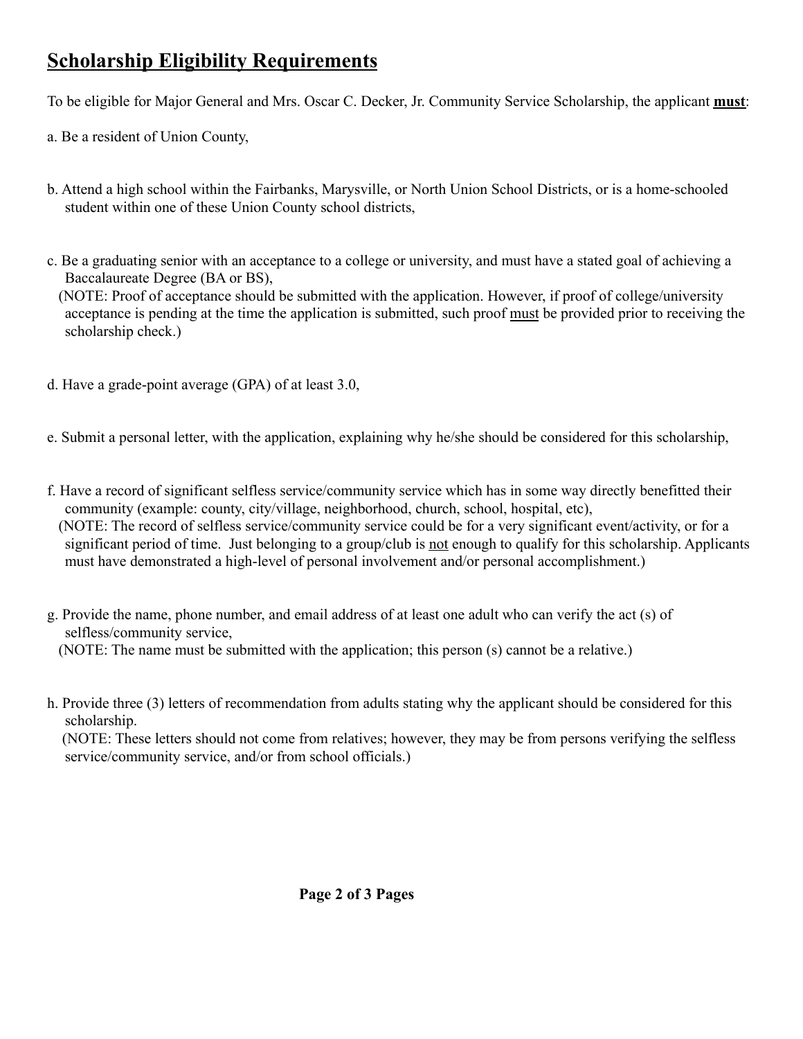## Scholarship Eligibility Requirements

To be eligible for Major General and Mrs. Oscar C. Decker, Jr. Community Service Scholarship, the applicant **must**:

a. Be a resident of Union County,

b. Attend a high school within the Fairbanks, Marysville, or North Union School Districts, or is a home-schooled student within one of these Union County school districts,

c. Be a graduating senior with an acceptance to a college or university, and must have a stated goal of achieving a Baccalaureate Degree (BA or BS),
(NOTE: Proof of acceptance should be submitted with the application. However, if proof of college/university acceptance is pending at the time the application is submitted, such proof must be provided prior to receiving the scholarship check.)

d. Have a grade-point average (GPA) of at least 3.0,

e. Submit a personal letter, with the application, explaining why he/she should be considered for this scholarship,

f. Have a record of significant selfless service/community service which has in some way directly benefitted their community (example: county, city/village, neighborhood, church, school, hospital, etc),
(NOTE: The record of selfless service/community service could be for a very significant event/activity, or for a significant period of time. Just belonging to a group/club is not enough to qualify for this scholarship. Applicants must have demonstrated a high-level of personal involvement and/or personal accomplishment.)

g. Provide the name, phone number, and email address of at least one adult who can verify the act (s) of selfless/community service,
(NOTE: The name must be submitted with the application; this person (s) cannot be a relative.)

h. Provide three (3) letters of recommendation from adults stating why the applicant should be considered for this scholarship.
(NOTE: These letters should not come from relatives; however, they may be from persons verifying the selfless service/community service, and/or from school officials.)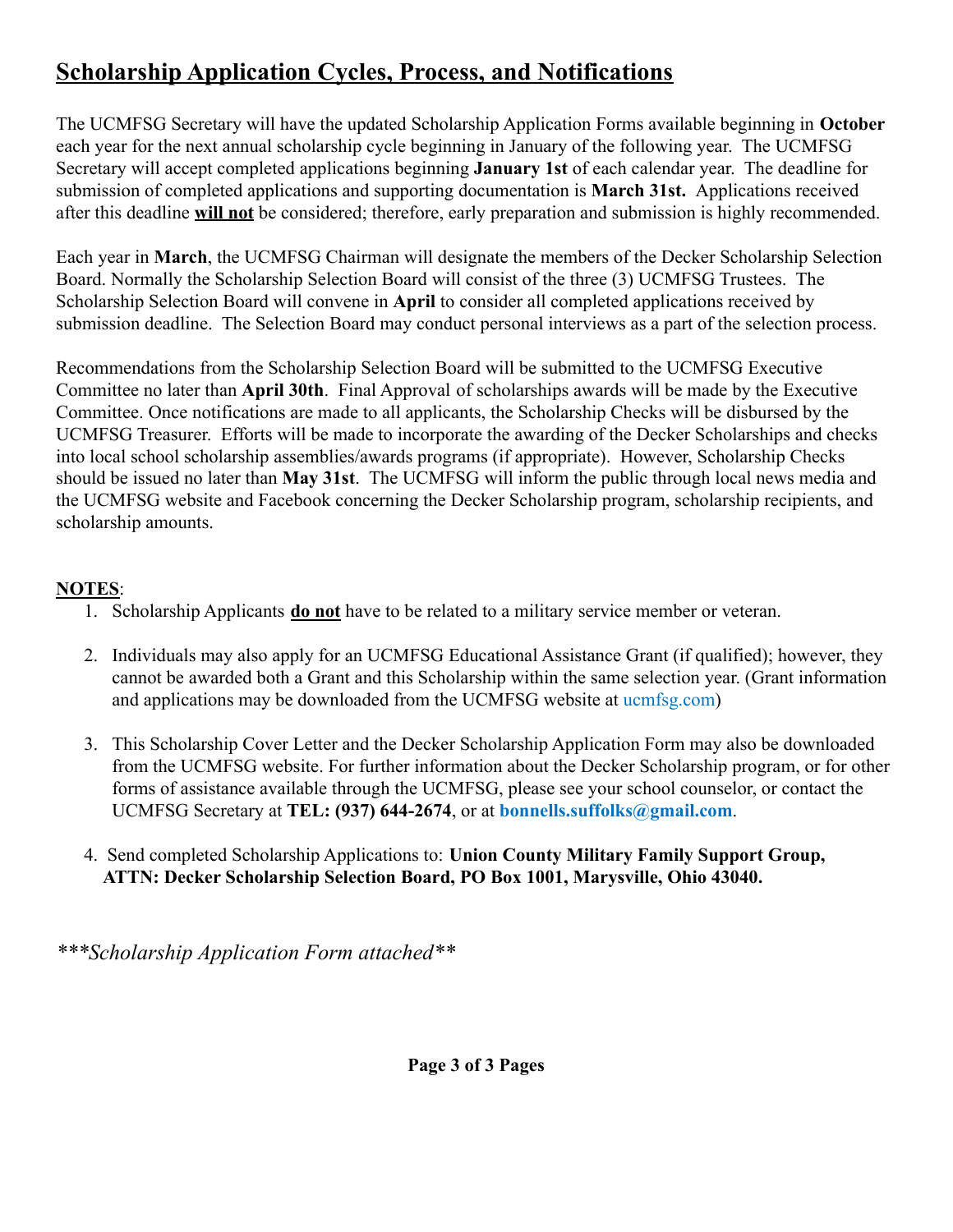## Scholarship Application Cycles, Process, and Notifications

The UCMFSG Secretary will have the updated Scholarship Application Forms available beginning in **October** each year for the next annual scholarship cycle beginning in January of the following year. The UCMFSG Secretary will accept completed applications beginning **January 1st** of each calendar year. The deadline for submission of completed applications and supporting documentation is **March 31st.** Applications received after this deadline **will not** be considered; therefore, early preparation and submission is highly recommended.

Each year in **March**, the UCMFSG Chairman will designate the members of the Decker Scholarship Selection Board. Normally the Scholarship Selection Board will consist of the three (3) UCMFSG Trustees. The Scholarship Selection Board will convene in **April** to consider all completed applications received by submission deadline. The Selection Board may conduct personal interviews as a part of the selection process.

Recommendations from the Scholarship Selection Board will be submitted to the UCMFSG Executive Committee no later than **April 30th**. Final Approval of scholarships awards will be made by the Executive Committee. Once notifications are made to all applicants, the Scholarship Checks will be disbursed by the UCMFSG Treasurer. Efforts will be made to incorporate the awarding of the Decker Scholarships and checks into local school scholarship assemblies/awards programs (if appropriate). However, Scholarship Checks should be issued no later than **May 31st**. The UCMFSG will inform the public through local news media and the UCMFSG website and Facebook concerning the Decker Scholarship program, scholarship recipients, and scholarship amounts.

**NOTES**:

1. Scholarship Applicants **do not** have to be related to a military service member or veteran.

2. Individuals may also apply for an UCMFSG Educational Assistance Grant (if qualified); however, they cannot be awarded both a Grant and this Scholarship within the same selection year. (Grant information and applications may be downloaded from the UCMFSG website at ucmfsg.com)

3. This Scholarship Cover Letter and the Decker Scholarship Application Form may also be downloaded from the UCMFSG website. For further information about the Decker Scholarship program, or for other forms of assistance available through the UCMFSG, please see your school counselor, or contact the UCMFSG Secretary at **TEL: (937) 644-2674**, or at **bonnells.suffolks@gmail.com**.

4. Send completed Scholarship Applications to: **Union County Military Family Support Group, ATTN: Decker Scholarship Selection Board, PO Box 1001, Marysville, Ohio 43040.**

****Scholarship Application Form attached***